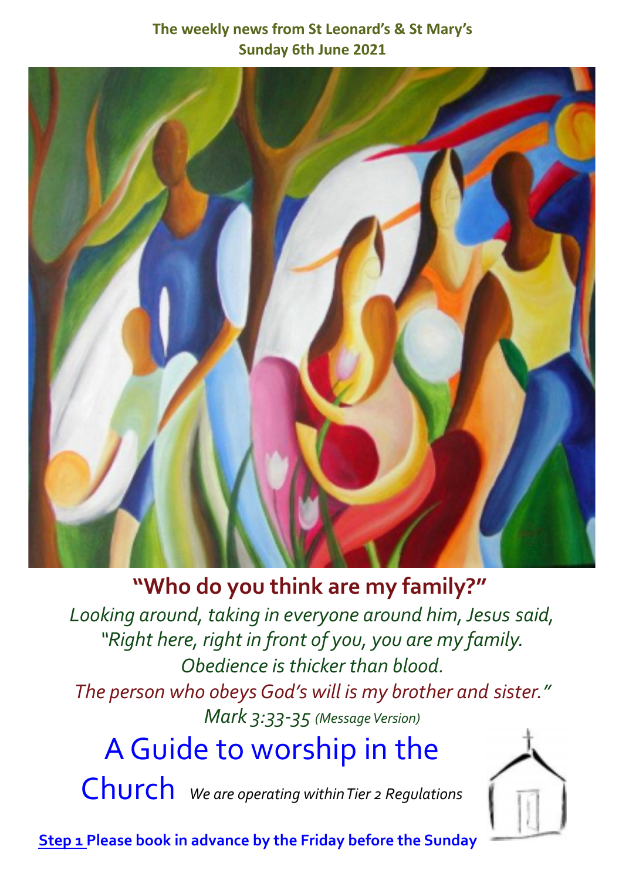**The weekly news from St Leonard's & St Mary's**
**Sunday 6th June 2021**

## "Who do you think are my family?"

*Looking around, taking in everyone around him, Jesus said, "Right here, right in front of you, you are my family. Obedience is thicker than blood. The person who obeys God's will is my brother and sister."*
*Mark 3:33-35 (Message Version)*

# A Guide to worship in the Church

*We are operating within Tier 2 Regulations*

**Step 1 Please book in advance by the Friday before the Sunday**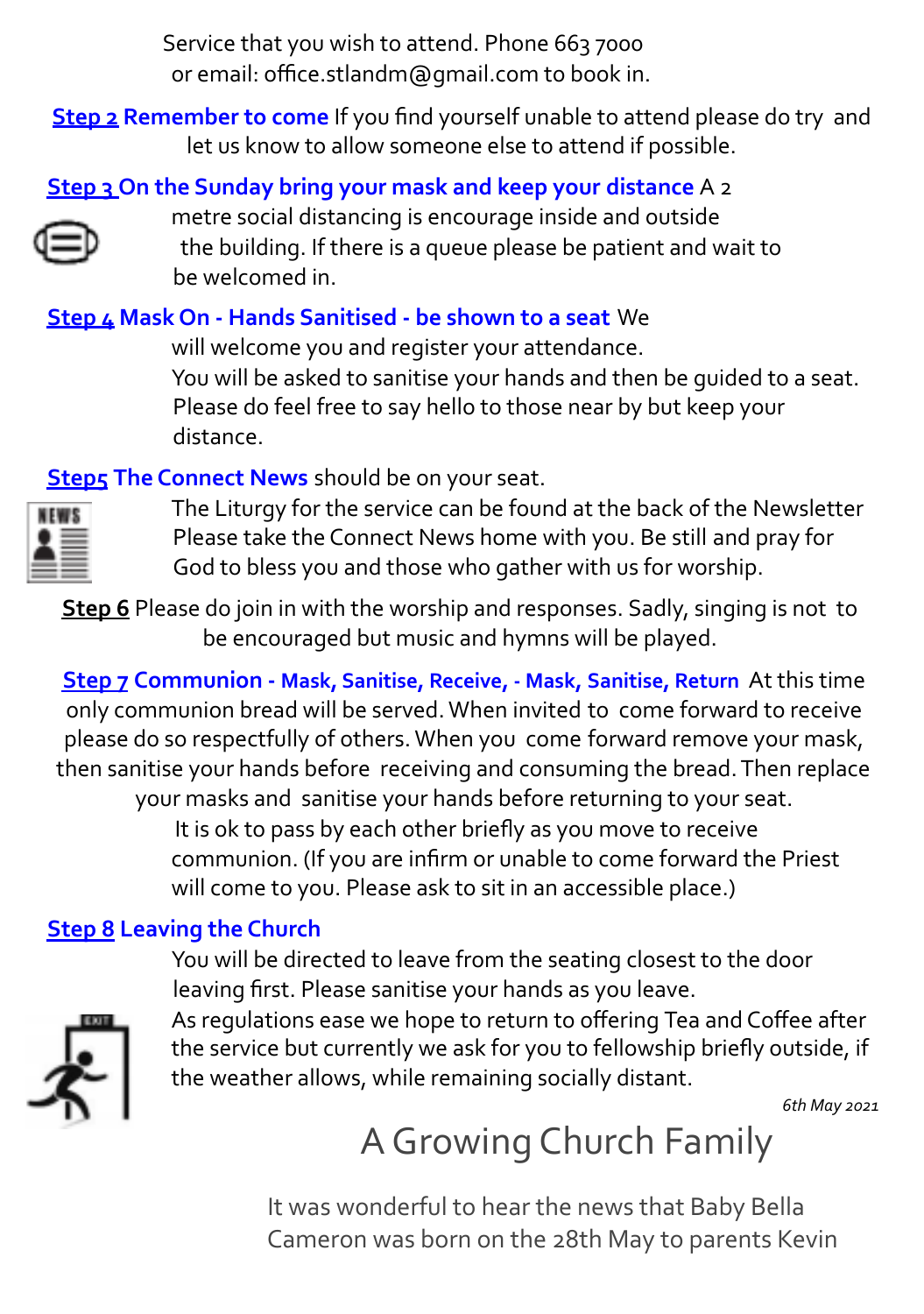Service that you wish to attend. Phone 663 7000 or email: office.stlandm@gmail.com to book in.

**Step 2 Remember to come** If you find yourself unable to attend please do try and let us know to allow someone else to attend if possible.

**Step 3 On the Sunday bring your mask and keep your distance** A 2 metre social distancing is encourage inside and outside the building. If there is a queue please be patient and wait to be welcomed in.

**Step 4 Mask On - Hands Sanitised - be shown to a seat** We will welcome you and register your attendance. You will be asked to sanitise your hands and then be guided to a seat. Please do feel free to say hello to those near by but keep your distance.

**Step5 The Connect News** should be on your seat. The Liturgy for the service can be found at the back of the Newsletter Please take the Connect News home with you. Be still and pray for God to bless you and those who gather with us for worship.

**Step 6** Please do join in with the worship and responses. Sadly, singing is not to be encouraged but music and hymns will be played.

**Step 7 Communion - Mask, Sanitise, Receive, - Mask, Sanitise, Return** At this time only communion bread will be served. When invited to come forward to receive please do so respectfully of others. When you come forward remove your mask, then sanitise your hands before receiving and consuming the bread. Then replace your masks and sanitise your hands before returning to your seat. It is ok to pass by each other briefly as you move to receive communion. (If you are infirm or unable to come forward the Priest will come to you. Please ask to sit in an accessible place.)

**Step 8 Leaving the Church**

You will be directed to leave from the seating closest to the door leaving first. Please sanitise your hands as you leave. As regulations ease we hope to return to offering Tea and Coffee after the service but currently we ask for you to fellowship briefly outside, if the weather allows, while remaining socially distant.

*6th May 2021*

# A Growing Church Family

It was wonderful to hear the news that Baby Bella Cameron was born on the 28th May to parents Kevin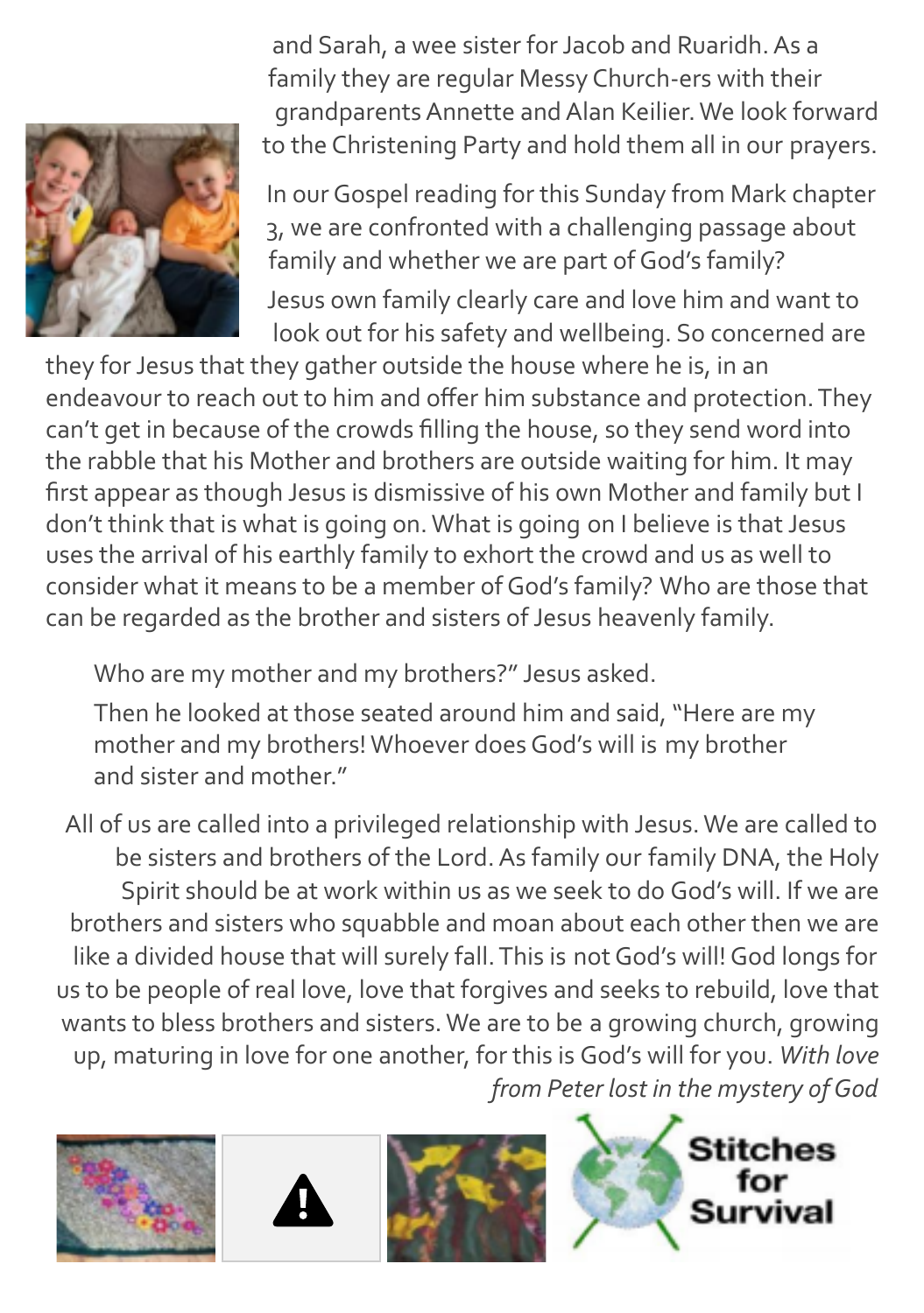and Sarah, a wee sister for Jacob and Ruaridh. As a family they are regular Messy Church-ers with their grandparents Annette and Alan Keilier. We look forward to the Christening Party and hold them all in our prayers.

In our Gospel reading for this Sunday from Mark chapter 3, we are confronted with a challenging passage about family and whether we are part of God's family?

Jesus own family clearly care and love him and want to look out for his safety and wellbeing. So concerned are they for Jesus that they gather outside the house where he is, in an endeavour to reach out to him and offer him substance and protection. They can't get in because of the crowds filling the house, so they send word into the rabble that his Mother and brothers are outside waiting for him. It may first appear as though Jesus is dismissive of his own Mother and family but I don't think that is what is going on. What is going on I believe is that Jesus uses the arrival of his earthly family to exhort the crowd and us as well to consider what it means to be a member of God's family? Who are those that can be regarded as the brother and sisters of Jesus heavenly family.

> Who are my mother and my brothers?" Jesus asked.
>
> Then he looked at those seated around him and said, "Here are my mother and my brothers! Whoever does God's will is my brother and sister and mother."

All of us are called into a privileged relationship with Jesus. We are called to be sisters and brothers of the Lord. As family our family DNA, the Holy Spirit should be at work within us as we seek to do God's will. If we are brothers and sisters who squabble and moan about each other then we are like a divided house that will surely fall. This is not God's will! God longs for us to be people of real love, love that forgives and seeks to rebuild, love that wants to bless brothers and sisters. We are to be a growing church, growing up, maturing in love for one another, for this is God's will for you. *With love from Peter lost in the mystery of God*

Stitches for Survival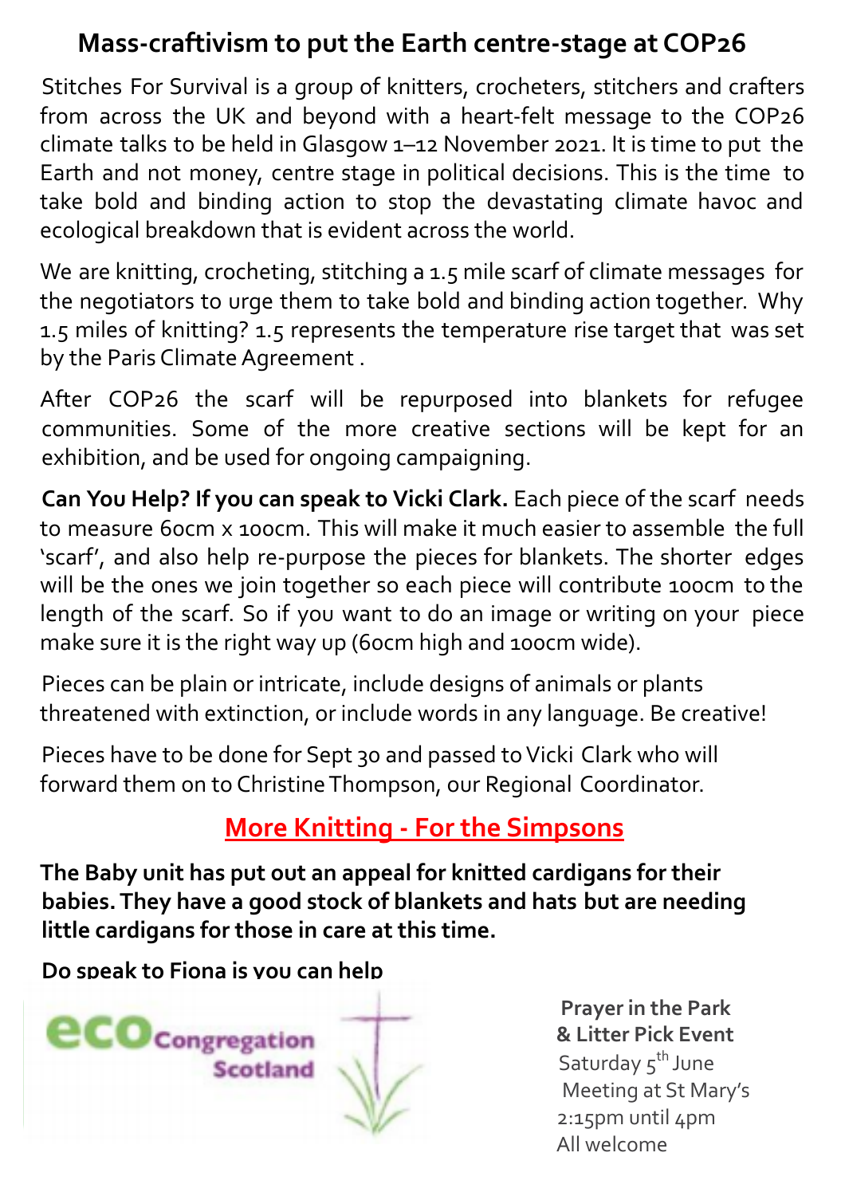## Mass-craftivism to put the Earth centre-stage at COP26

Stitches For Survival is a group of knitters, crocheters, stitchers and crafters from across the UK and beyond with a heart-felt message to the COP26 climate talks to be held in Glasgow 1–12 November 2021. It is time to put the Earth and not money, centre stage in political decisions. This is the time to take bold and binding action to stop the devastating climate havoc and ecological breakdown that is evident across the world.

We are knitting, crocheting, stitching a 1.5 mile scarf of climate messages for the negotiators to urge them to take bold and binding action together. Why 1.5 miles of knitting? 1.5 represents the temperature rise target that was set by the Paris Climate Agreement .

After COP26 the scarf will be repurposed into blankets for refugee communities. Some of the more creative sections will be kept for an exhibition, and be used for ongoing campaigning.

**Can You Help? If you can speak to Vicki Clark.** Each piece of the scarf needs to measure 60cm x 100cm. This will make it much easier to assemble the full 'scarf', and also help re-purpose the pieces for blankets. The shorter edges will be the ones we join together so each piece will contribute 100cm to the length of the scarf. So if you want to do an image or writing on your piece make sure it is the right way up (60cm high and 100cm wide).

Pieces can be plain or intricate, include designs of animals or plants threatened with extinction, or include words in any language. Be creative!

Pieces have to be done for Sept 30 and passed to Vicki Clark who will forward them on to Christine Thompson, our Regional Coordinator.

## More Knitting - For the Simpsons

**The Baby unit has put out an appeal for knitted cardigans for their babies. They have a good stock of blankets and hats but are needing little cardigans for those in care at this time.**

**Do speak to Fiona is you can help**

eco Congregation Scotland

**Prayer in the Park & Litter Pick Event**
Saturday 5th June
Meeting at St Mary's
2:15pm until 4pm
All welcome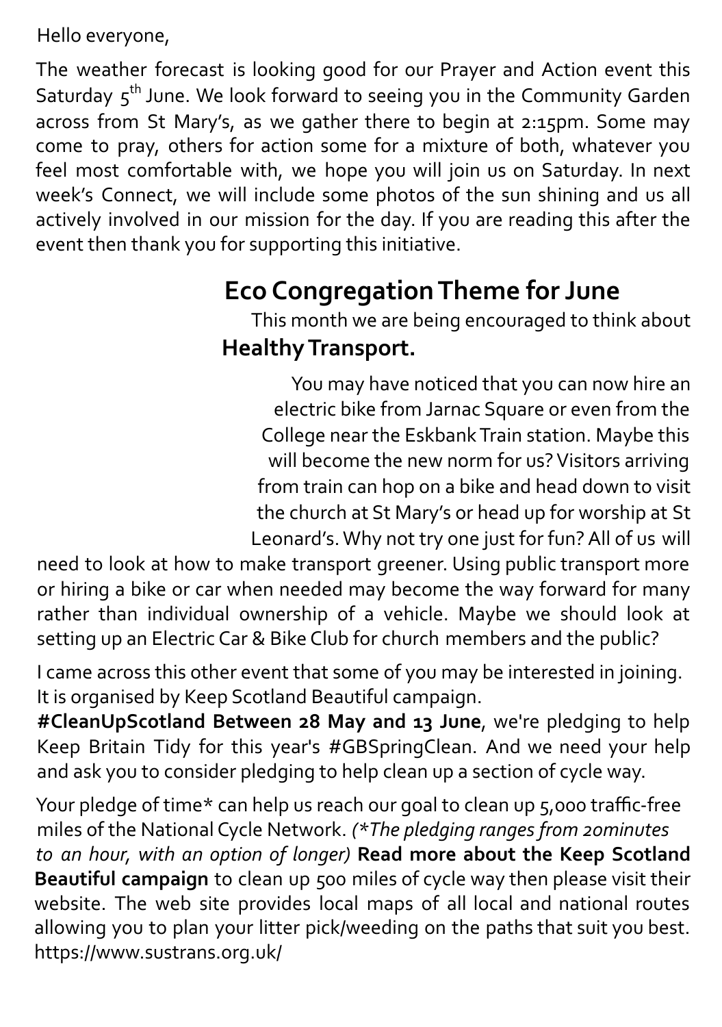Hello everyone,

The weather forecast is looking good for our Prayer and Action event this Saturday 5th June. We look forward to seeing you in the Community Garden across from St Mary's, as we gather there to begin at 2:15pm. Some may come to pray, others for action some for a mixture of both, whatever you feel most comfortable with, we hope you will join us on Saturday. In next week's Connect, we will include some photos of the sun shining and us all actively involved in our mission for the day. If you are reading this after the event then thank you for supporting this initiative.

## Eco Congregation Theme for June

This month we are being encouraged to think about

### Healthy Transport.

You may have noticed that you can now hire an electric bike from Jarnac Square or even from the College near the Eskbank Train station. Maybe this will become the new norm for us? Visitors arriving from train can hop on a bike and head down to visit the church at St Mary's or head up for worship at St Leonard's. Why not try one just for fun? All of us will need to look at how to make transport greener. Using public transport more or hiring a bike or car when needed may become the way forward for many rather than individual ownership of a vehicle. Maybe we should look at setting up an Electric Car & Bike Club for church members and the public?

I came across this other event that some of you may be interested in joining. It is organised by Keep Scotland Beautiful campaign.

**#CleanUpScotland Between 28 May and 13 June**, we're pledging to help Keep Britain Tidy for this year's #GBSpringClean. And we need your help and ask you to consider pledging to help clean up a section of cycle way.

Your pledge of time* can help us reach our goal to clean up 5,000 traffic-free miles of the National Cycle Network. *(*The pledging ranges from 20minutes to an hour, with an option of longer)* **Read more about the Keep Scotland Beautiful campaign** to clean up 500 miles of cycle way then please visit their website. The web site provides local maps of all local and national routes allowing you to plan your litter pick/weeding on the paths that suit you best. https://www.sustrans.org.uk/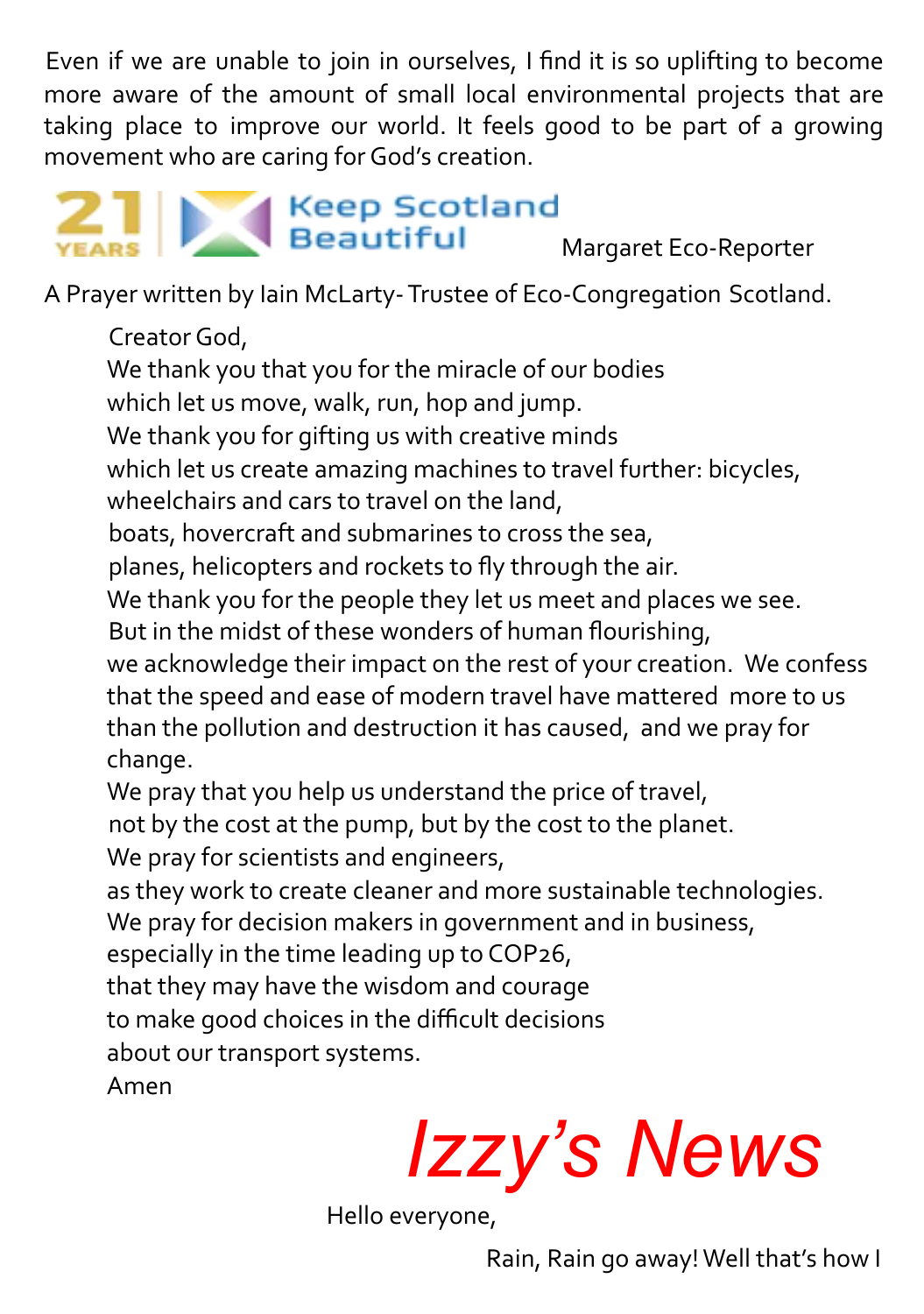Even if we are unable to join in ourselves, I find it is so uplifting to become more aware of the amount of small local environmental projects that are taking place to improve our world. It feels good to be part of a growing movement who are caring for God's creation.

21 YEARS | Keep Scotland Beautiful

Margaret Eco-Reporter

A Prayer written by Iain McLarty- Trustee of Eco-Congregation Scotland.

Creator God,
We thank you that you for the miracle of our bodies
which let us move, walk, run, hop and jump.
We thank you for gifting us with creative minds
which let us create amazing machines to travel further: bicycles,
wheelchairs and cars to travel on the land,
boats, hovercraft and submarines to cross the sea,
planes, helicopters and rockets to fly through the air.
We thank you for the people they let us meet and places we see.
But in the midst of these wonders of human flourishing,
we acknowledge their impact on the rest of your creation. We confess that the speed and ease of modern travel have mattered more to us than the pollution and destruction it has caused, and we pray for change.
We pray that you help us understand the price of travel,
not by the cost at the pump, but by the cost to the planet.
We pray for scientists and engineers,
as they work to create cleaner and more sustainable technologies.
We pray for decision makers in government and in business,
especially in the time leading up to COP26,
that they may have the wisdom and courage
to make good choices in the difficult decisions
about our transport systems.
Amen

# *Izzy's News*

Hello everyone,

Rain, Rain go away! Well that's how I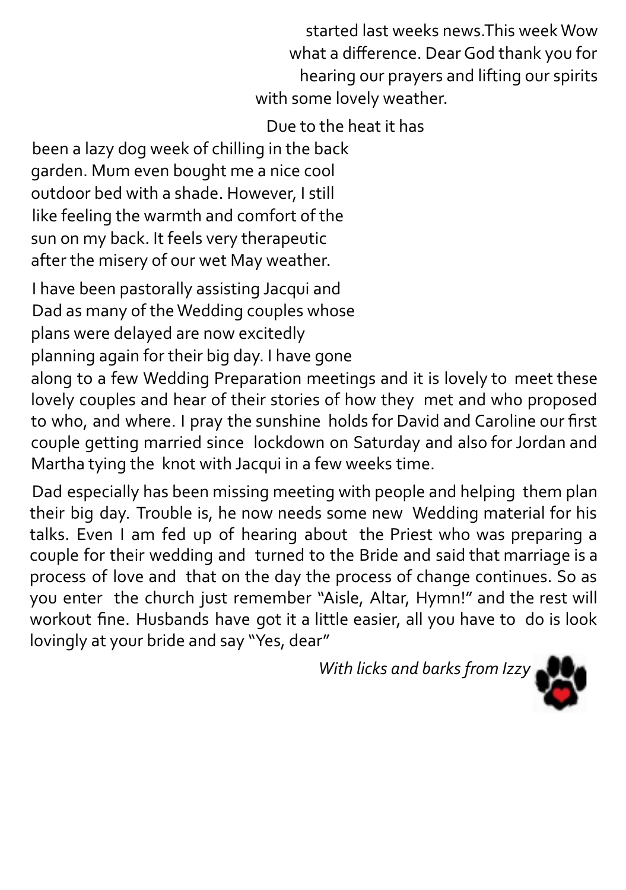started last weeks news.This week Wow what a difference. Dear God thank you for hearing our prayers and lifting our spirits with some lovely weather.

Due to the heat it has been a lazy dog week of chilling in the back garden. Mum even bought me a nice cool outdoor bed with a shade. However, I still like feeling the warmth and comfort of the sun on my back. It feels very therapeutic after the misery of our wet May weather.

I have been pastorally assisting Jacqui and Dad as many of the Wedding couples whose plans were delayed are now excitedly planning again for their big day. I have gone along to a few Wedding Preparation meetings and it is lovely to meet these lovely couples and hear of their stories of how they met and who proposed to who, and where. I pray the sunshine holds for David and Caroline our first couple getting married since lockdown on Saturday and also for Jordan and Martha tying the knot with Jacqui in a few weeks time.

Dad especially has been missing meeting with people and helping them plan their big day. Trouble is, he now needs some new Wedding material for his talks. Even I am fed up of hearing about the Priest who was preparing a couple for their wedding and turned to the Bride and said that marriage is a process of love and that on the day the process of change continues. So as you enter the church just remember "Aisle, Altar, Hymn!" and the rest will workout fine. Husbands have got it a little easier, all you have to do is look lovingly at your bride and say "Yes, dear"

*With licks and barks from Izzy*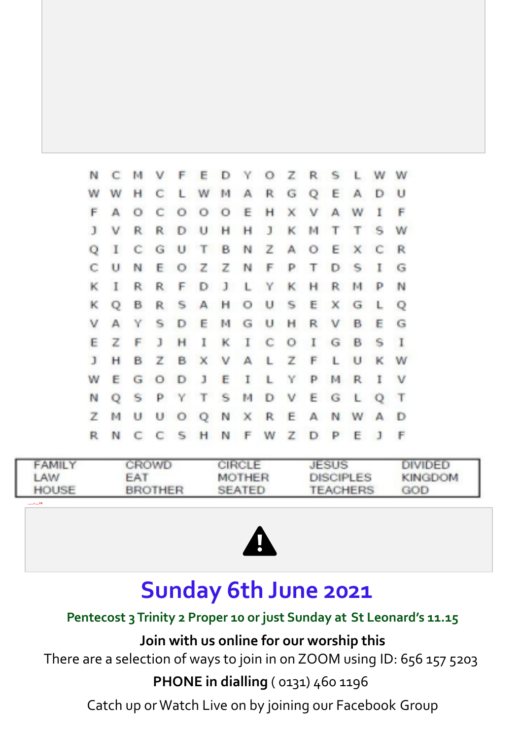| | | | | | | | | | | | | | | |
|---|---|---|---|---|---|---|---|---|---|---|---|---|---|---|
| N | C | M | V | F | E | D | Y | O | Z | R | S | L | W | W |
| W | W | H | C | L | W | M | A | R | G | Q | E | A | D | U |
| F | A | O | C | O | O | O | E | H | X | V | A | W | I | F |
| J | V | R | R | D | U | H | H | J | K | M | T | T | S | W |
| Q | I | C | G | U | T | B | N | Z | A | O | E | X | C | R |
| C | U | N | E | O | Z | Z | N | F | P | T | D | S | I | G |
| K | I | R | R | F | D | J | L | Y | K | H | R | M | P | N |
| K | Q | B | R | S | A | H | O | U | S | E | X | G | L | Q |
| V | A | Y | S | D | E | M | G | U | H | R | V | B | E | G |
| E | Z | F | J | H | I | K | I | C | O | I | G | B | S | I |
| J | H | B | Z | B | X | V | A | L | Z | F | L | U | K | W |
| W | E | G | O | D | J | E | I | L | Y | P | M | R | I | V |
| N | Q | S | P | Y | T | S | M | D | V | E | G | L | Q | T |
| Z | M | U | U | O | Q | N | X | R | E | A | N | W | A | D |
| R | N | C | C | S | H | N | F | W | Z | D | P | E | J | F |

| | | | | |
|---|---|---|---|---|
| FAMILY | CROWD | CIRCLE | JESUS | DIVIDED |
| LAW | EAT | MOTHER | DISCIPLES | KINGDOM |
| HOUSE | BROTHER | SEATED | TEACHERS | GOD |

# Sunday 6th June 2021

**Pentecost 3 Trinity 2 Proper 10 or just Sunday at St Leonard's 11.15**

**Join with us online for our worship this**

There are a selection of ways to join in on ZOOM using ID: 656 157 5203

**PHONE in dialling** ( 0131) 460 1196

Catch up or Watch Live on by joining our Facebook Group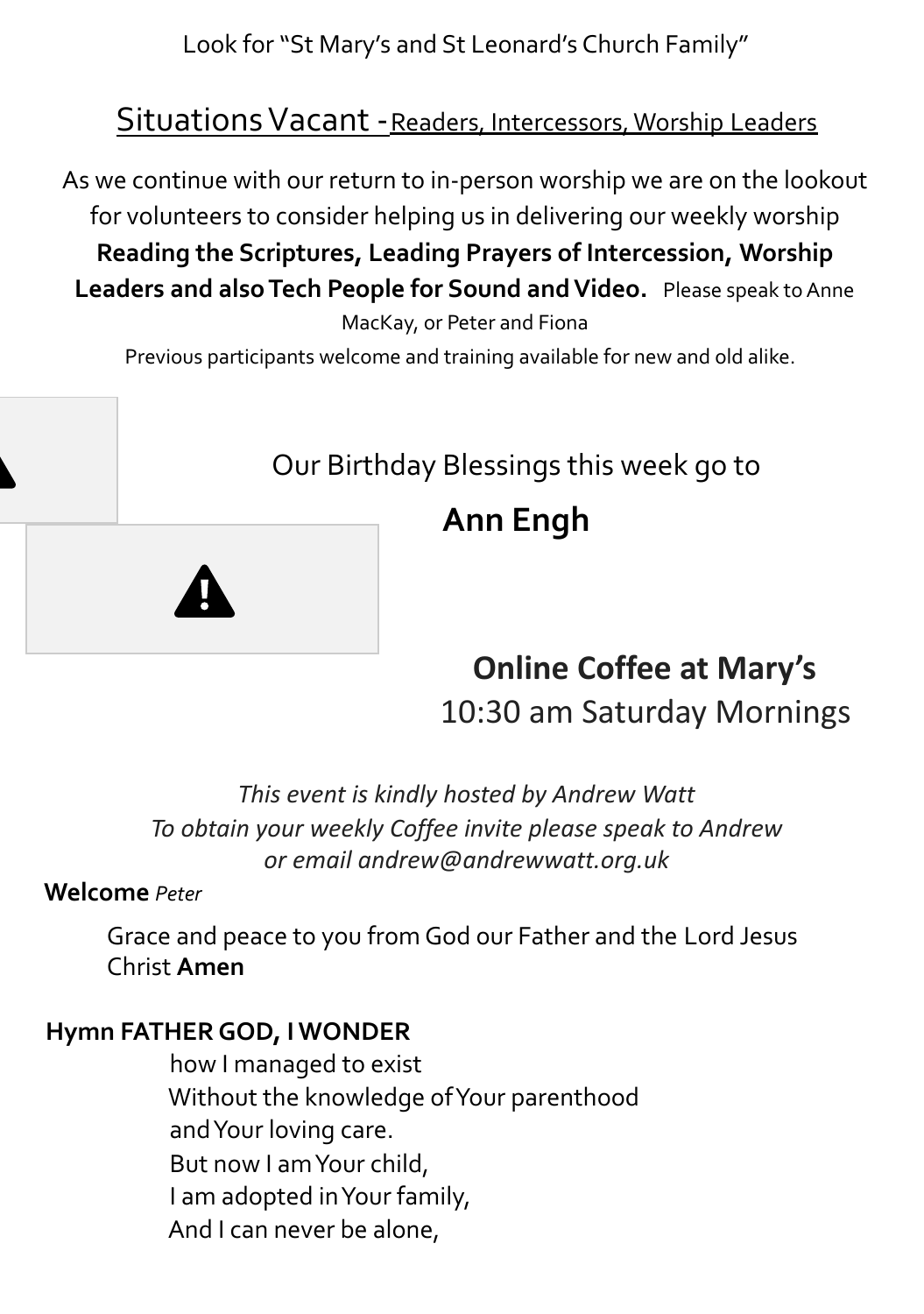Look for "St Mary's and St Leonard's Church Family"

## Situations Vacant - Readers, Intercessors, Worship Leaders

As we continue with our return to in-person worship we are on the lookout for volunteers to consider helping us in delivering our weekly worship **Reading the Scriptures, Leading Prayers of Intercession, Worship Leaders and also Tech People for Sound and Video.** Please speak to Anne MacKay, or Peter and Fiona

Previous participants welcome and training available for new and old alike.

Our Birthday Blessings this week go to

**Ann Engh**

**Online Coffee at Mary's**

10:30 am Saturday Mornings

*This event is kindly hosted by Andrew Watt*
*To obtain your weekly Coffee invite please speak to Andrew or email andrew@andrewwatt.org.uk*

**Welcome** *Peter*

Grace and peace to you from God our Father and the Lord Jesus Christ **Amen**

**Hymn FATHER GOD, I WONDER**

how I managed to exist
Without the knowledge of Your parenthood
and Your loving care.
But now I am Your child,
I am adopted in Your family,
And I can never be alone,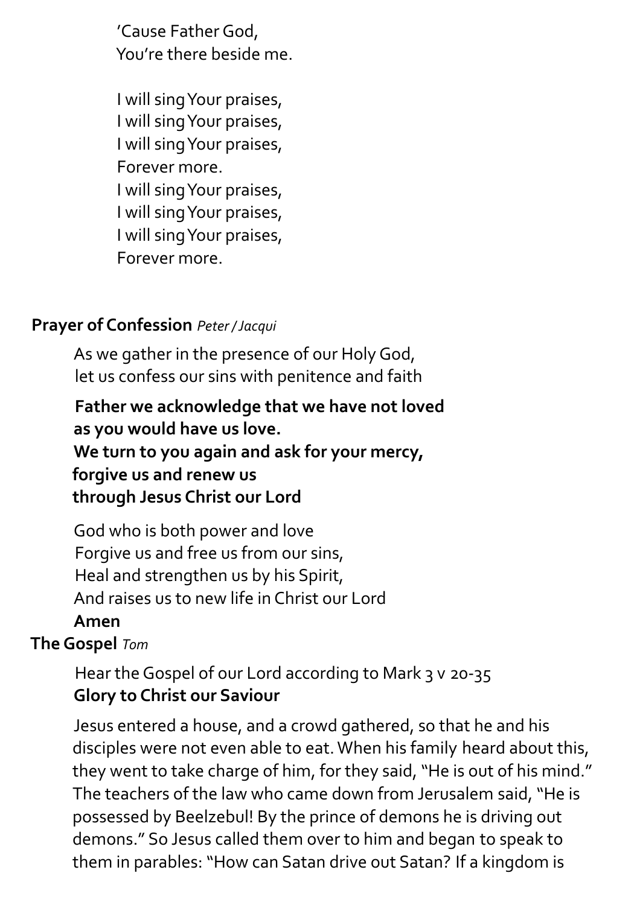'Cause Father God,
You're there beside me.

I will sing Your praises,
I will sing Your praises,
I will sing Your praises,
Forever more.
I will sing Your praises,
I will sing Your praises,
I will sing Your praises,
Forever more.

**Prayer of Confession** *Peter / Jacqui*

As we gather in the presence of our Holy God,
let us confess our sins with penitence and faith

**Father we acknowledge that we have not loved**
**as you would have us love.**
**We turn to you again and ask for your mercy,**
**forgive us and renew us**
**through Jesus Christ our Lord**

God who is both power and love
Forgive us and free us from our sins,
Heal and strengthen us by his Spirit,
And raises us to new life in Christ our Lord
**Amen**

**The Gospel** *Tom*

Hear the Gospel of our Lord according to Mark 3 v 20-35
**Glory to Christ our Saviour**

Jesus entered a house, and a crowd gathered, so that he and his disciples were not even able to eat. When his family heard about this, they went to take charge of him, for they said, "He is out of his mind." The teachers of the law who came down from Jerusalem said, "He is possessed by Beelzebul! By the prince of demons he is driving out demons." So Jesus called them over to him and began to speak to them in parables: "How can Satan drive out Satan? If a kingdom is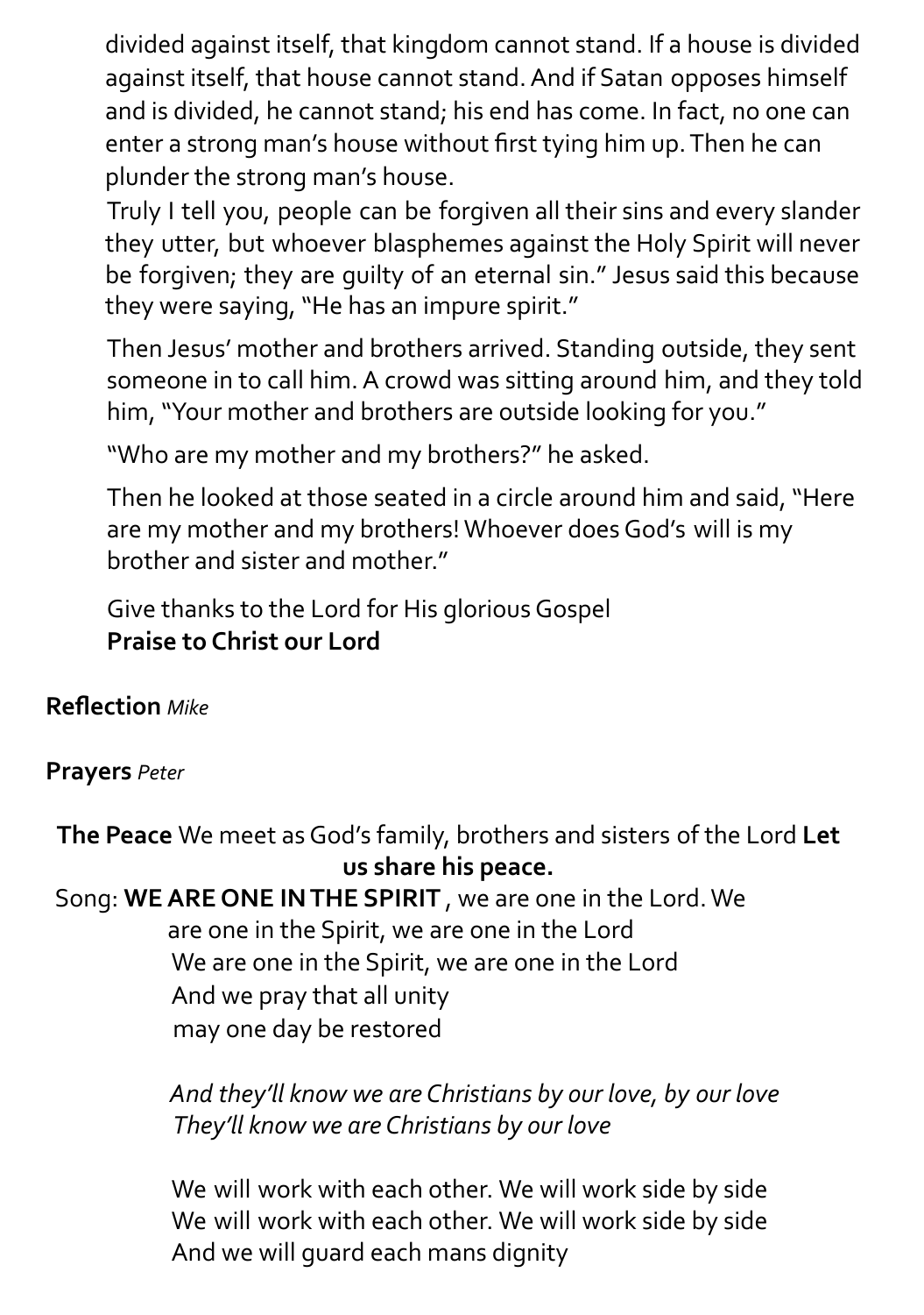divided against itself, that kingdom cannot stand. If a house is divided against itself, that house cannot stand. And if Satan opposes himself and is divided, he cannot stand; his end has come. In fact, no one can enter a strong man's house without first tying him up. Then he can plunder the strong man's house.

Truly I tell you, people can be forgiven all their sins and every slander they utter, but whoever blasphemes against the Holy Spirit will never be forgiven; they are guilty of an eternal sin." Jesus said this because they were saying, "He has an impure spirit."

Then Jesus' mother and brothers arrived. Standing outside, they sent someone in to call him. A crowd was sitting around him, and they told him, "Your mother and brothers are outside looking for you."

"Who are my mother and my brothers?" he asked.

Then he looked at those seated in a circle around him and said, "Here are my mother and my brothers! Whoever does God's will is my brother and sister and mother."

Give thanks to the Lord for His glorious Gospel
**Praise to Christ our Lord**

**Reflection** *Mike*

**Prayers** *Peter*

**The Peace** We meet as God's family, brothers and sisters of the Lord **Let us share his peace.**

Song: **WE ARE ONE IN THE SPIRIT** , we are one in the Lord. We are one in the Spirit, we are one in the Lord
We are one in the Spirit, we are one in the Lord
And we pray that all unity
may one day be restored

*And they'll know we are Christians by our love, by our love*
*They'll know we are Christians by our love*

We will work with each other. We will work side by side
We will work with each other. We will work side by side
And we will guard each mans dignity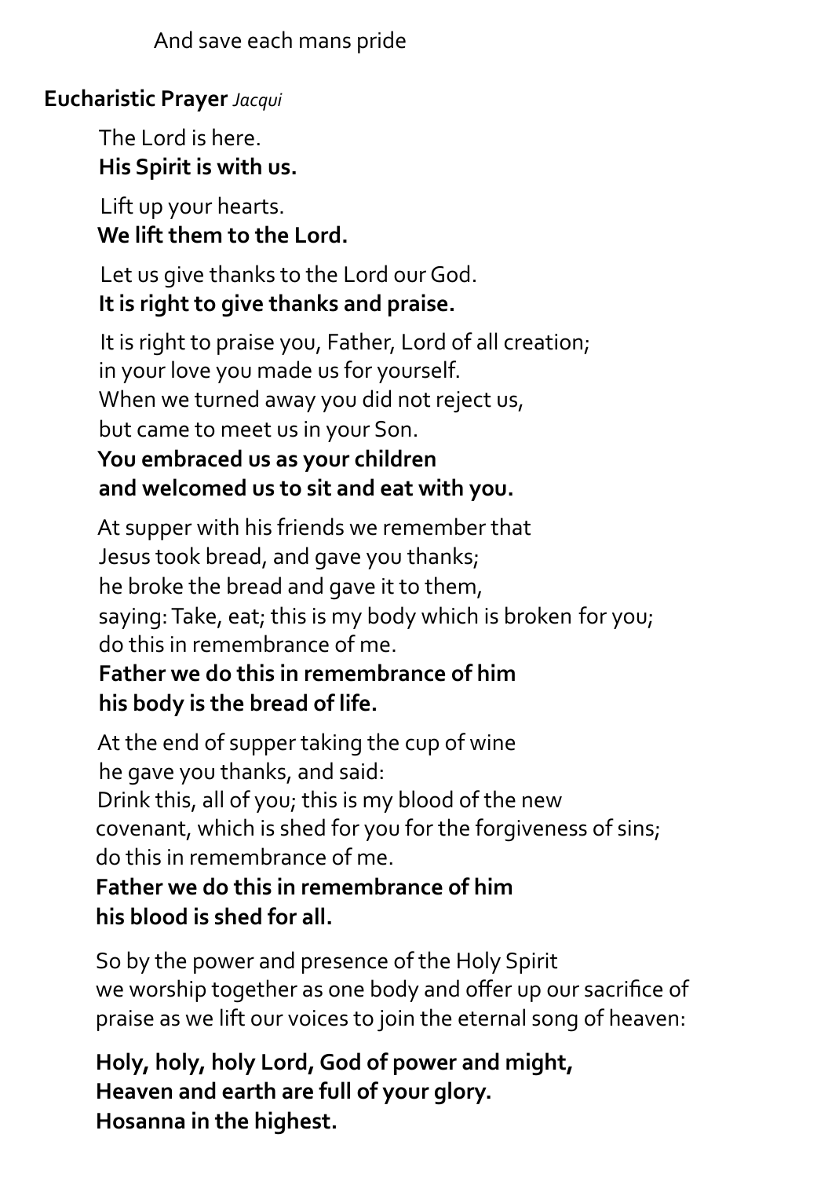And save each mans pride

**Eucharistic Prayer** *Jacqui*

The Lord is here.
**His Spirit is with us.**

Lift up your hearts.
**We lift them to the Lord.**

Let us give thanks to the Lord our God.
**It is right to give thanks and praise.**

It is right to praise you, Father, Lord of all creation;
in your love you made us for yourself.
When we turned away you did not reject us,
but came to meet us in your Son.
**You embraced us as your children**
**and welcomed us to sit and eat with you.**

At supper with his friends we remember that
Jesus took bread, and gave you thanks;
he broke the bread and gave it to them,
saying: Take, eat; this is my body which is broken for you;
do this in remembrance of me.
**Father we do this in remembrance of him**
**his body is the bread of life.**

At the end of supper taking the cup of wine
he gave you thanks, and said:
Drink this, all of you; this is my blood of the new
covenant, which is shed for you for the forgiveness of sins;
do this in remembrance of me.
**Father we do this in remembrance of him**
**his blood is shed for all.**

So by the power and presence of the Holy Spirit
we worship together as one body and offer up our sacrifice of
praise as we lift our voices to join the eternal song of heaven:

**Holy, holy, holy Lord, God of power and might,**
**Heaven and earth are full of your glory.**
**Hosanna in the highest.**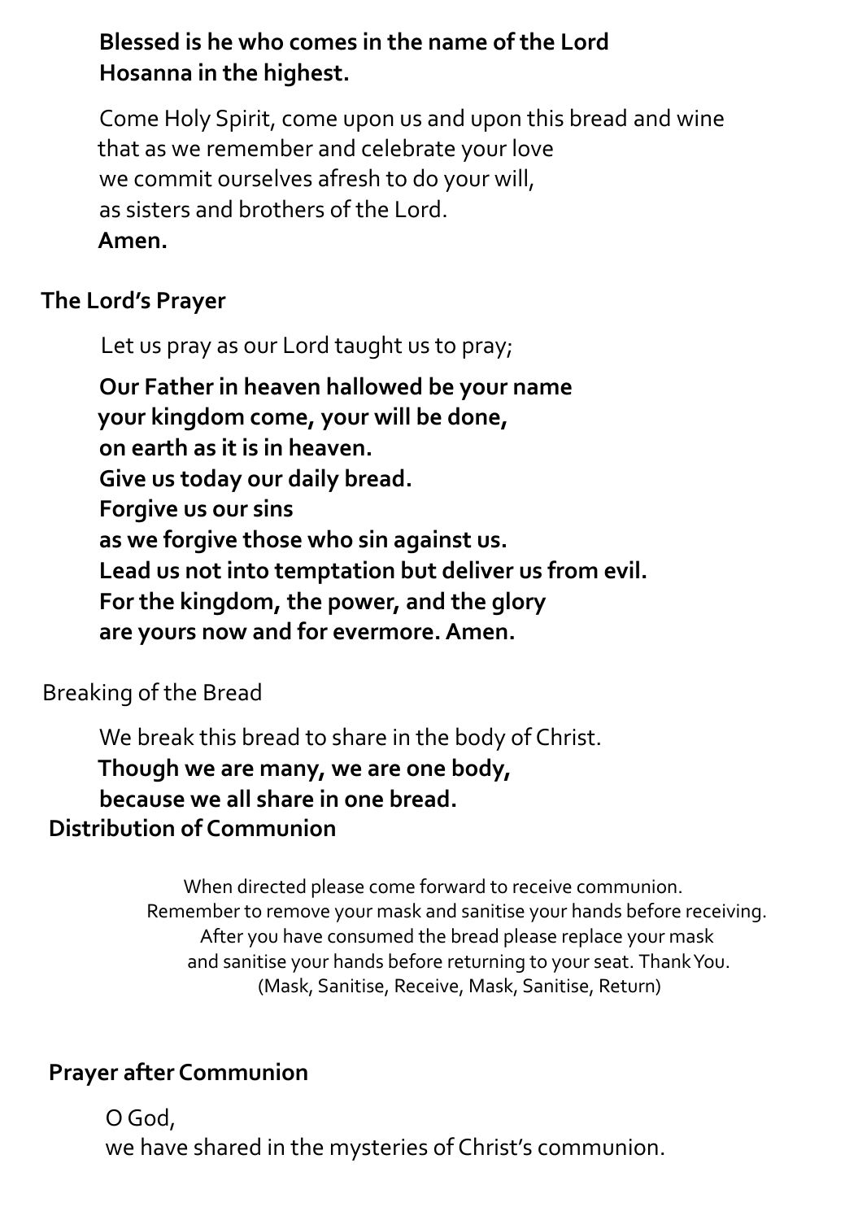**Blessed is he who comes in the name of the Lord**
**Hosanna in the highest.**

Come Holy Spirit, come upon us and upon this bread and wine
that as we remember and celebrate your love
we commit ourselves afresh to do your will,
as sisters and brothers of the Lord.
**Amen.**

## The Lord's Prayer

Let us pray as our Lord taught us to pray;

**Our Father in heaven hallowed be your name**
**your kingdom come, your will be done,**
**on earth as it is in heaven.**
**Give us today our daily bread.**
**Forgive us our sins**
**as we forgive those who sin against us.**
**Lead us not into temptation but deliver us from evil.**
**For the kingdom, the power, and the glory**
**are yours now and for evermore. Amen.**

Breaking of the Bread

We break this bread to share in the body of Christ.
**Though we are many, we are one body,**
**because we all share in one bread.**

## Distribution of Communion

When directed please come forward to receive communion.
Remember to remove your mask and sanitise your hands before receiving.
After you have consumed the bread please replace your mask
and sanitise your hands before returning to your seat. Thank You.
(Mask, Sanitise, Receive, Mask, Sanitise, Return)

## Prayer after Communion

O God,
we have shared in the mysteries of Christ's communion.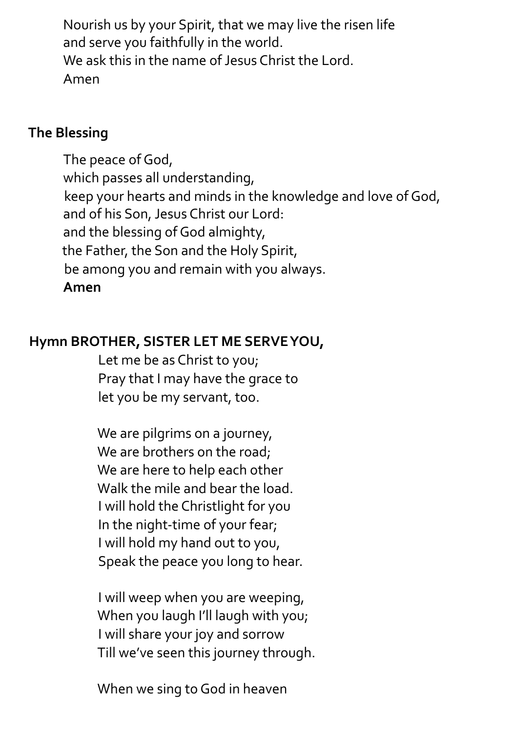Nourish us by your Spirit, that we may live the risen life
and serve you faithfully in the world.
We ask this in the name of Jesus Christ the Lord.
Amen

**The Blessing**

The peace of God,
which passes all understanding,
keep your hearts and minds in the knowledge and love of God,
and of his Son, Jesus Christ our Lord:
and the blessing of God almighty,
the Father, the Son and the Holy Spirit,
be among you and remain with you always.
**Amen**

**Hymn BROTHER, SISTER LET ME SERVE YOU,**

Let me be as Christ to you;
Pray that I may have the grace to
let you be my servant, too.

We are pilgrims on a journey,
We are brothers on the road;
We are here to help each other
Walk the mile and bear the load.
I will hold the Christlight for you
In the night-time of your fear;
I will hold my hand out to you,
Speak the peace you long to hear.

I will weep when you are weeping,
When you laugh I'll laugh with you;
I will share your joy and sorrow
Till we've seen this journey through.

When we sing to God in heaven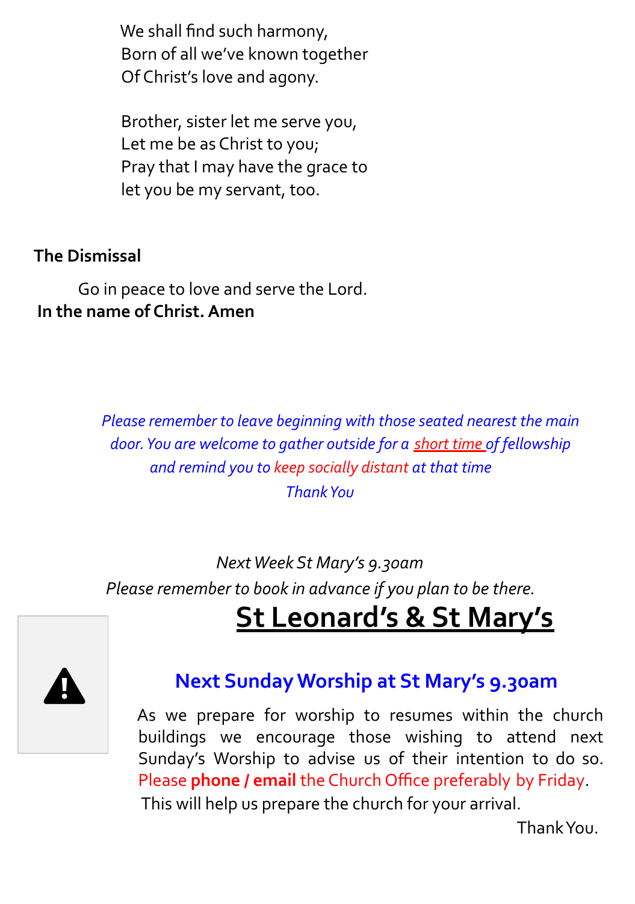We shall find such harmony,
Born of all we've known together
Of Christ's love and agony.

Brother, sister let me serve you,
Let me be as Christ to you;
Pray that I may have the grace to
let you be my servant, too.

**The Dismissal**

Go in peace to love and serve the Lord.
**In the name of Christ. Amen**

*Please remember to leave beginning with those seated nearest the main door. You are welcome to gather outside for a short time of fellowship and remind you to keep socially distant at that time*

*Thank You*

*Next Week St Mary's 9.30am*
*Please remember to book in advance if you plan to be there.*

# St Leonard's & St Mary's

## Next Sunday Worship at St Mary's 9.30am

As we prepare for worship to resumes within the church buildings we encourage those wishing to attend next Sunday's Worship to advise us of their intention to do so. Please **phone / email** the Church Office preferably by Friday. This will help us prepare the church for your arrival.

Thank You.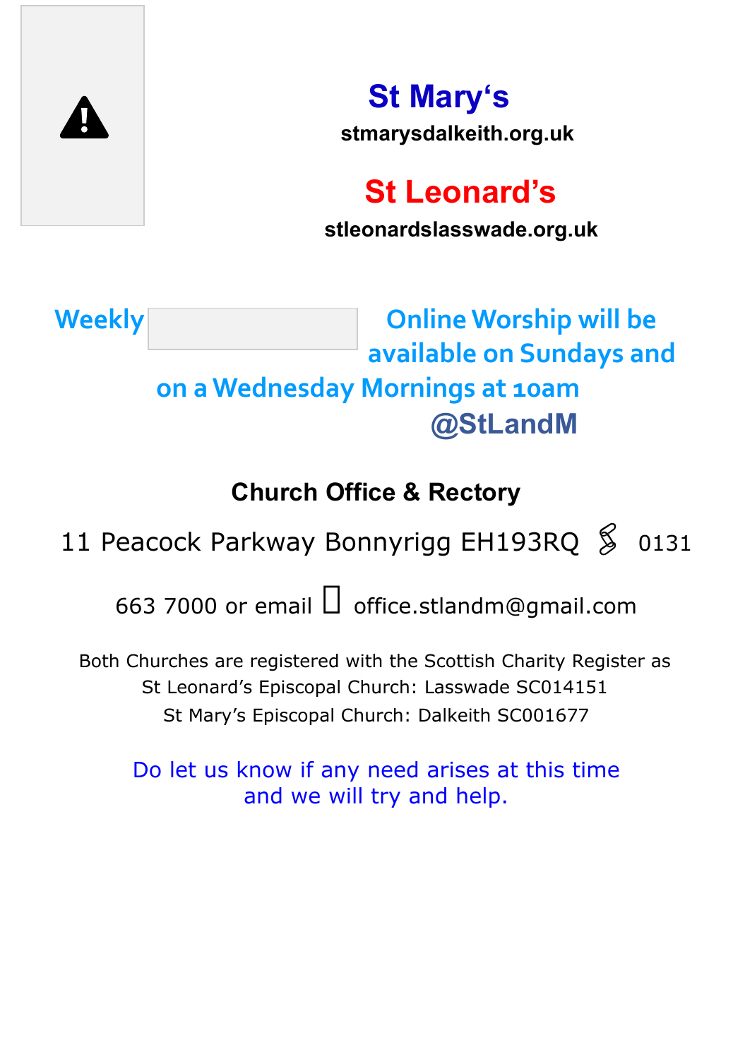## St Mary‘s

**stmarysdalkeith.org.uk**

## St Leonard’s

**stleonardslasswade.org.uk**

**Weekly Online Worship will be available on Sundays and on a Wednesday Mornings at 10am**

**@StLandM**

**Church Office & Rectory**

11 Peacock Parkway Bonnyrigg EH193RQ 0131 663 7000 or email office.stlandm@gmail.com

Both Churches are registered with the Scottish Charity Register as
St Leonard’s Episcopal Church: Lasswade SC014151
St Mary’s Episcopal Church: Dalkeith SC001677

Do let us know if any need arises at this time and we will try and help.